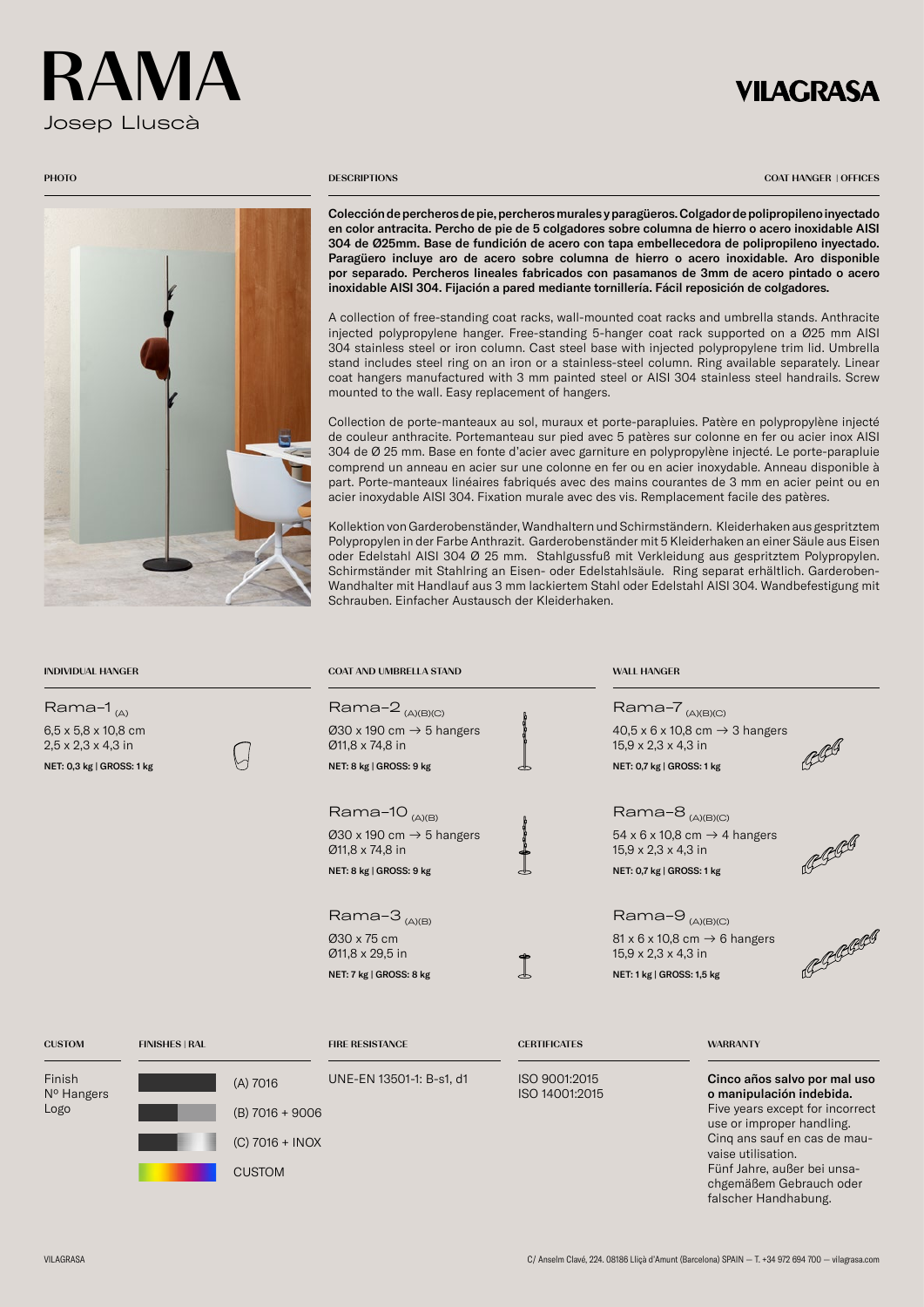# RAMA

Josep Lluscà

VILAGRASA

PHOTO

DESCRIPTIONS

COAT HANGER | OFFICES

**Colección de percheros de pie, percheros murales y paragüeros. Colgador de polipropileno inyectado en color antracita. Percho de pie de 5 colgadores sobre columna de hierro o acero inoxidable AISI 304 de Ø25mm. Base de fundición de acero con tapa embellecedora de polipropileno inyectado. Paragüero incluye aro de acero sobre columna de hierro o acero inoxidable. Aro disponible por separado. Percheros lineales fabricados con pasamanos de 3mm de acero pintado o acero inoxidable AISI 304. Fijación a pared mediante tornillería. Fácil reposición de colgadores.**

A collection of free-standing coat racks, wall-mounted coat racks and umbrella stands. Anthracite injected polypropylene hanger. Free-standing 5-hanger coat rack supported on a Ø25 mm AISI 304 stainless steel or iron column. Cast steel base with injected polypropylene trim lid. Umbrella stand includes steel ring on an iron or a stainless-steel column. Ring available separately. Linear coat hangers manufactured with 3 mm painted steel or AISI 304 stainless steel handrails. Screw mounted to the wall. Easy replacement of hangers.

Collection de porte-manteaux au sol, muraux et porte-parapluies. Patère en polypropylène injecté de couleur anthracite. Portemanteau sur pied avec 5 patères sur colonne en fer ou acier inox AISI 304 de Ø 25 mm. Base en fonte d'acier avec garniture en polypropylène injecté. Le porte-parapluie comprend un anneau en acier sur une colonne en fer ou en acier inoxydable. Anneau disponible à part. Porte-manteaux linéaires fabriqués avec des mains courantes de 3 mm en acier peint ou en acier inoxydable AISI 304. Fixation murale avec des vis. Remplacement facile des patères.

Kollektion von Garderobenständer, Wandhaltern und Schirmständern. Kleiderhaken aus gespritztem Polypropylen in der Farbe Anthrazit. Garderobenständer mit 5 Kleiderhaken an einer Säule aus Eisen oder Edelstahl AISI 304 Ø 25 mm. Stahlgussfuß mit Verkleidung aus gespritztem Polypropylen. Schirmständer mit Stahlring an einer Eisen- oder Edelstahlsäule. Ring separat erhältlich. Garderoben-Wandhalter mit Handlauf aus 3 mm lackiertem Stahl oder Edelstahl AISI 304. Wandbefestigung mit Schrauben. Einfacher Austausch der Kleiderhaken.

## INDIVIDUAL HANGER

**Rama-1** (A)
6,5 x 5,8 x 10,8 cm
2,5 x 2,3 x 4,3 in
**NET: 0,3 kg | GROSS: 1 kg**

## COAT AND UMBRELLA STAND

**Rama-2** (A)(B)(C)
Ø30 x 190 cm → 5 hangers
Ø11,8 x 74,8 in
**NET: 8 kg | GROSS: 9 kg**

**Rama-10** (A)(B)
Ø30 x 190 cm → 5 hangers
Ø11,8 x 74,8 in
**NET: 8 kg | GROSS: 9 kg**

**Rama-3** (A)(B)
Ø30 x 75 cm
Ø11,8 x 29,5 in
**NET: 7 kg | GROSS: 8 kg**

## WALL HANGER

**Rama-7** (A)(B)(C)
40,5 x 6 x 10,8 cm → 3 hangers
15,9 x 2,3 x 4,3 in
**NET: 0,7 kg | GROSS: 1 kg**

**Rama-8** (A)(B)(C)
54 x 6 x 10,8 cm → 4 hangers
15,9 x 2,3 x 4,3 in
**NET: 0,7 kg | GROSS: 1 kg**

**Rama-9** (A)(B)(C)
81 x 6 x 10,8 cm → 6 hangers
15,9 x 2,3 x 4,3 in
**NET: 1 kg | GROSS: 1,5 kg**

## CUSTOM

Finish
Nº Hangers
Logo

## FINISHES | RAL

(A) 7016
(B) 7016 + 9006
(C) 7016 + INOX
CUSTOM

## FIRE RESISTANCE

UNE-EN 13501-1: B-s1, d1

## CERTIFICATES

ISO 9001:2015
ISO 14001:2015

## WARRANTY

**Cinco años salvo por mal uso o manipulación indebida.**
Five years except for incorrect use or improper handling.
Cinq ans sauf en cas de mauvaise utilisation.
Fünf Jahre, außer bei unsachgemäßem Gebrauch oder falscher Handhabung.

VILAGRASA

C/ Anselm Clavé, 224. 08186 Lliçà d'Amunt (Barcelona) SPAIN — T. +34 972 694 700 — vilagrasa.com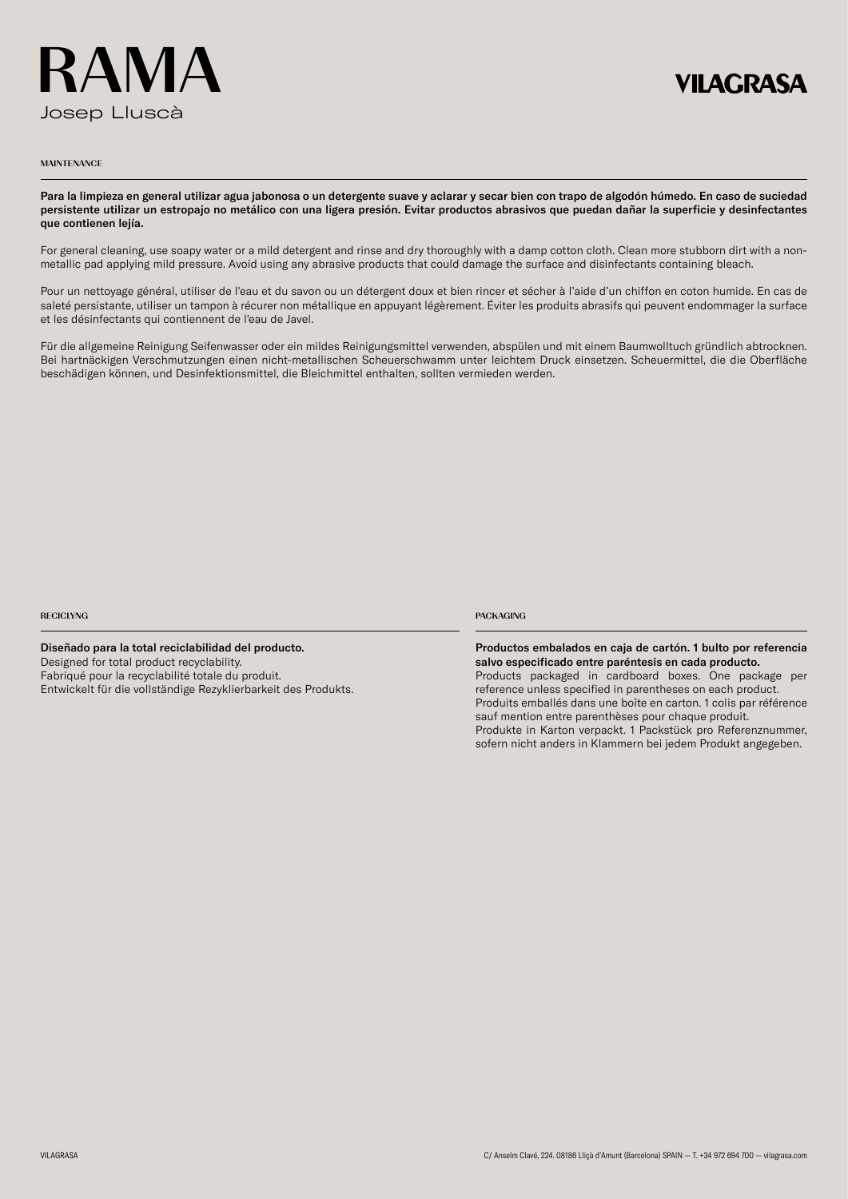# RAMA

Josep Lluscà

VILAGRASA

## MAINTENANCE

**Para la limpieza en general utilizar agua jabonosa o un detergente suave y aclarar y secar bien con trapo de algodón húmedo. En caso de suciedad persistente utilizar un estropajo no metálico con una ligera presión. Evitar productos abrasivos que puedan dañar la superficie y desinfectantes que contienen lejía.**

For general cleaning, use soapy water or a mild detergent and rinse and dry thoroughly with a damp cotton cloth. Clean more stubborn dirt with a non-metallic pad applying mild pressure. Avoid using any abrasive products that could damage the surface and disinfectants containing bleach.

Pour un nettoyage général, utiliser de l'eau et du savon ou un détergent doux et bien rincer et sécher à l'aide d'un chiffon en coton humide. En cas de saleté persistante, utiliser un tampon à récurer non métallique en appuyant légèrement. Éviter les produits abrasifs qui peuvent endommager la surface et les désinfectants qui contiennent de l'eau de Javel.

Für die allgemeine Reinigung Seifenwasser oder ein mildes Reinigungsmittel verwenden, abspülen und mit einem Baumwolltuch gründlich abtrocknen. Bei hartnäckigen Verschmutzungen einen nicht-metallischen Scheuerschwamm unter leichtem Druck einsetzen. Scheuermittel, die die Oberfläche beschädigen können, und Desinfektionsmittel, die Bleichmittel enthalten, sollten vermieden werden.

## RECICLYNG

**Diseñado para la total reciclabilidad del producto.**
Designed for total product recyclability.
Fabriqué pour la recyclabilité totale du produit.
Entwickelt für die vollständige Rezyklierbarkeit des Produkts.

## PACKAGING

**Productos embalados en caja de cartón. 1 bulto por referencia salvo especificado entre paréntesis en cada producto.**
Products packaged in cardboard boxes. One package per reference unless specified in parentheses on each product.
Produits emballés dans une boîte en carton. 1 colis par référence sauf mention entre parenthèses pour chaque produit.
Produkte in Karton verpackt. 1 Packstück pro Referenznummer, sofern nicht anders in Klammern bei jedem Produkt angegeben.

VILAGRASA

C/ Anselm Clavé, 224. 08186 Lliçà d'Amunt (Barcelona) SPAIN — T. +34 972 694 700 — vilagrasa.com